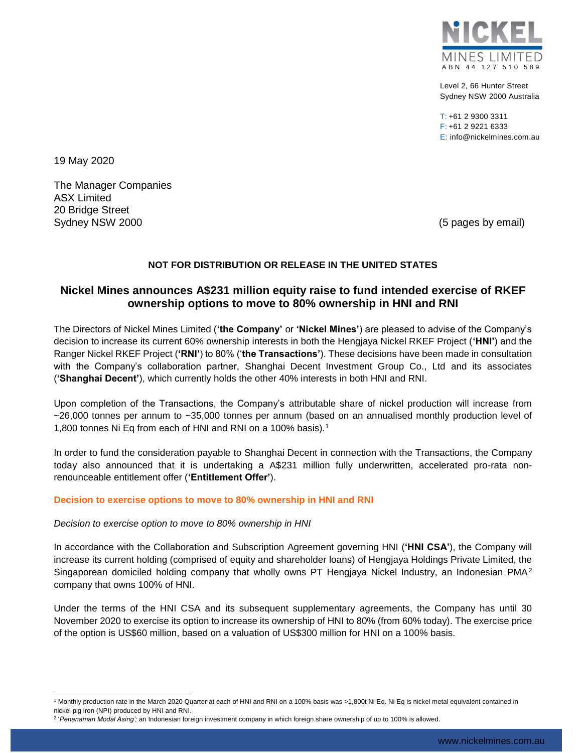NICKEL MINES LIMITED
ABN 44 127 510 589

Level 2, 66 Hunter Street
Sydney NSW 2000 Australia

T: +61 2 9300 3311
F: +61 2 9221 6333
E: info@nickelmines.com.au

19 May 2020

The Manager Companies
ASX Limited
20 Bridge Street
Sydney NSW 2000

(5 pages by email)

**NOT FOR DISTRIBUTION OR RELEASE IN THE UNITED STATES**

# Nickel Mines announces A$231 million equity raise to fund intended exercise of RKEF ownership options to move to 80% ownership in HNI and RNI

The Directors of Nickel Mines Limited (**'the Company'** or **'Nickel Mines'**) are pleased to advise of the Company's decision to increase its current 60% ownership interests in both the Hengjaya Nickel RKEF Project (**'HNI'**) and the Ranger Nickel RKEF Project (**'RNI'**) to 80% ('**the Transactions'**). These decisions have been made in consultation with the Company's collaboration partner, Shanghai Decent Investment Group Co., Ltd and its associates (**'Shanghai Decent'**), which currently holds the other 40% interests in both HNI and RNI.

Upon completion of the Transactions, the Company's attributable share of nickel production will increase from ~26,000 tonnes per annum to ~35,000 tonnes per annum (based on an annualised monthly production level of 1,800 tonnes Ni Eq from each of HNI and RNI on a 100% basis).[1]

In order to fund the consideration payable to Shanghai Decent in connection with the Transactions, the Company today also announced that it is undertaking a A$231 million fully underwritten, accelerated pro-rata non-renounceable entitlement offer (**'Entitlement Offer'**).

## Decision to exercise options to move to 80% ownership in HNI and RNI

*Decision to exercise option to move to 80% ownership in HNI*

In accordance with the Collaboration and Subscription Agreement governing HNI (**'HNI CSA'**), the Company will increase its current holding (comprised of equity and shareholder loans) of Hengjaya Holdings Private Limited, the Singaporean domiciled holding company that wholly owns PT Hengjaya Nickel Industry, an Indonesian PMA[2] company that owns 100% of HNI.

Under the terms of the HNI CSA and its subsequent supplementary agreements, the Company has until 30 November 2020 to exercise its option to increase its ownership of HNI to 80% (from 60% today). The exercise price of the option is US$60 million, based on a valuation of US$300 million for HNI on a 100% basis.

[1] Monthly production rate in the March 2020 Quarter at each of HNI and RNI on a 100% basis was >1,800t Ni Eq. Ni Eq is nickel metal equivalent contained in nickel pig iron (NPI) produced by HNI and RNI.

[2] '*Penanaman Modal Asing';* an Indonesian foreign investment company in which foreign share ownership of up to 100% is allowed.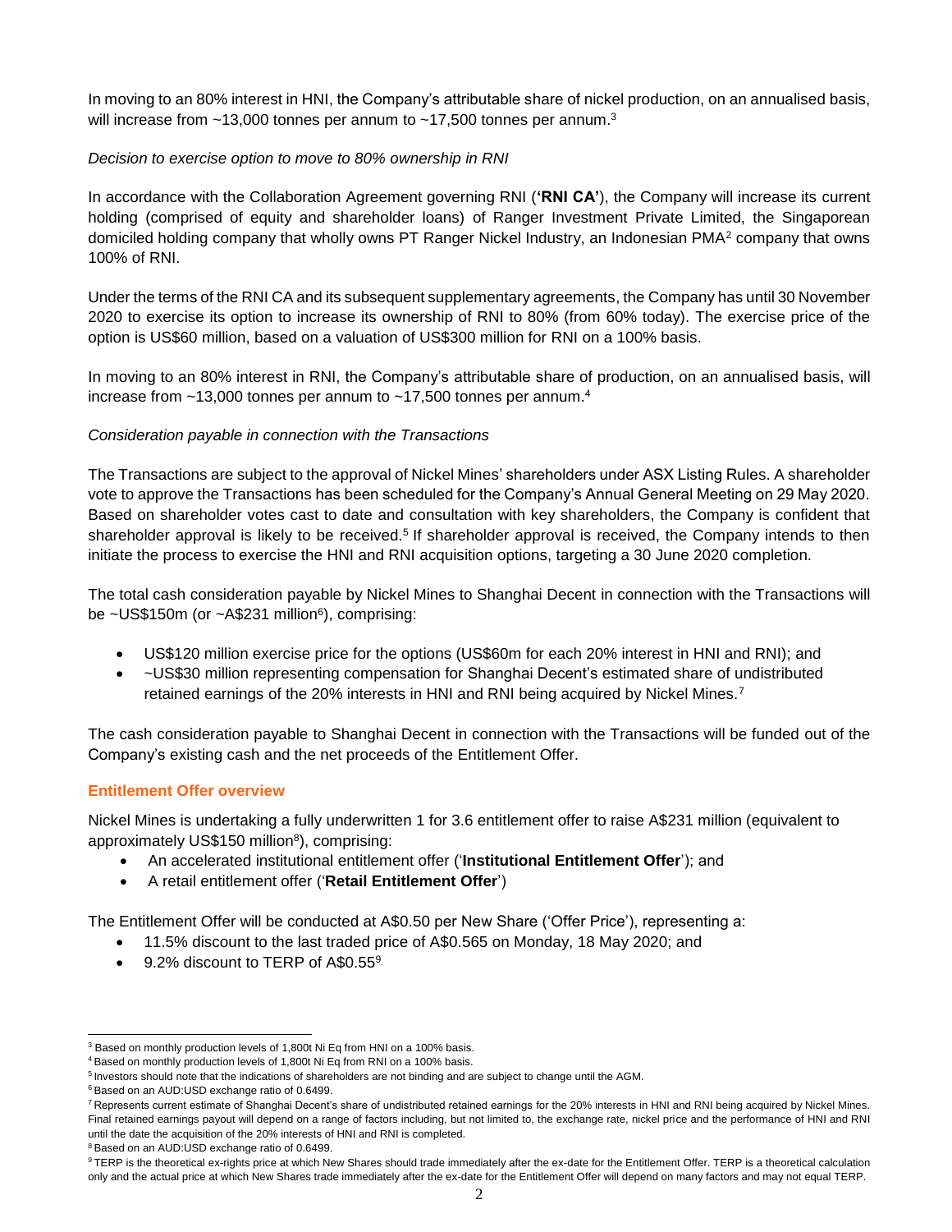In moving to an 80% interest in HNI, the Company's attributable share of nickel production, on an annualised basis, will increase from ~13,000 tonnes per annum to ~17,500 tonnes per annum.[3]

*Decision to exercise option to move to 80% ownership in RNI*

In accordance with the Collaboration Agreement governing RNI (**'RNI CA'**), the Company will increase its current holding (comprised of equity and shareholder loans) of Ranger Investment Private Limited, the Singaporean domiciled holding company that wholly owns PT Ranger Nickel Industry, an Indonesian PMA[2] company that owns 100% of RNI.

Under the terms of the RNI CA and its subsequent supplementary agreements, the Company has until 30 November 2020 to exercise its option to increase its ownership of RNI to 80% (from 60% today). The exercise price of the option is US$60 million, based on a valuation of US$300 million for RNI on a 100% basis.

In moving to an 80% interest in RNI, the Company's attributable share of production, on an annualised basis, will increase from ~13,000 tonnes per annum to ~17,500 tonnes per annum.[4]

*Consideration payable in connection with the Transactions*

The Transactions are subject to the approval of Nickel Mines' shareholders under ASX Listing Rules. A shareholder vote to approve the Transactions has been scheduled for the Company's Annual General Meeting on 29 May 2020. Based on shareholder votes cast to date and consultation with key shareholders, the Company is confident that shareholder approval is likely to be received.[5] If shareholder approval is received, the Company intends to then initiate the process to exercise the HNI and RNI acquisition options, targeting a 30 June 2020 completion.

The total cash consideration payable by Nickel Mines to Shanghai Decent in connection with the Transactions will be ~US$150m (or ~A$231 million[6]), comprising:

- US$120 million exercise price for the options (US$60m for each 20% interest in HNI and RNI); and
- ~US$30 million representing compensation for Shanghai Decent's estimated share of undistributed retained earnings of the 20% interests in HNI and RNI being acquired by Nickel Mines.[7]

The cash consideration payable to Shanghai Decent in connection with the Transactions will be funded out of the Company's existing cash and the net proceeds of the Entitlement Offer.

## Entitlement Offer overview

Nickel Mines is undertaking a fully underwritten 1 for 3.6 entitlement offer to raise A$231 million (equivalent to approximately US$150 million[8]), comprising:

- An accelerated institutional entitlement offer ('**Institutional Entitlement Offer**'); and
- A retail entitlement offer ('**Retail Entitlement Offer**')

The Entitlement Offer will be conducted at A$0.50 per New Share ('Offer Price'), representing a:

- 11.5% discount to the last traded price of A$0.565 on Monday, 18 May 2020; and
- 9.2% discount to TERP of A$0.55[9]

---

[3] Based on monthly production levels of 1,800t Ni Eq from HNI on a 100% basis.

[4] Based on monthly production levels of 1,800t Ni Eq from RNI on a 100% basis.

[5] Investors should note that the indications of shareholders are not binding and are subject to change until the AGM.

[6] Based on an AUD:USD exchange ratio of 0.6499.

[7] Represents current estimate of Shanghai Decent's share of undistributed retained earnings for the 20% interests in HNI and RNI being acquired by Nickel Mines. Final retained earnings payout will depend on a range of factors including, but not limited to, the exchange rate, nickel price and the performance of HNI and RNI until the date the acquisition of the 20% interests of HNI and RNI is completed.

[8] Based on an AUD:USD exchange ratio of 0.6499.

[9] TERP is the theoretical ex-rights price at which New Shares should trade immediately after the ex-date for the Entitlement Offer. TERP is a theoretical calculation only and the actual price at which New Shares trade immediately after the ex-date for the Entitlement Offer will depend on many factors and may not equal TERP.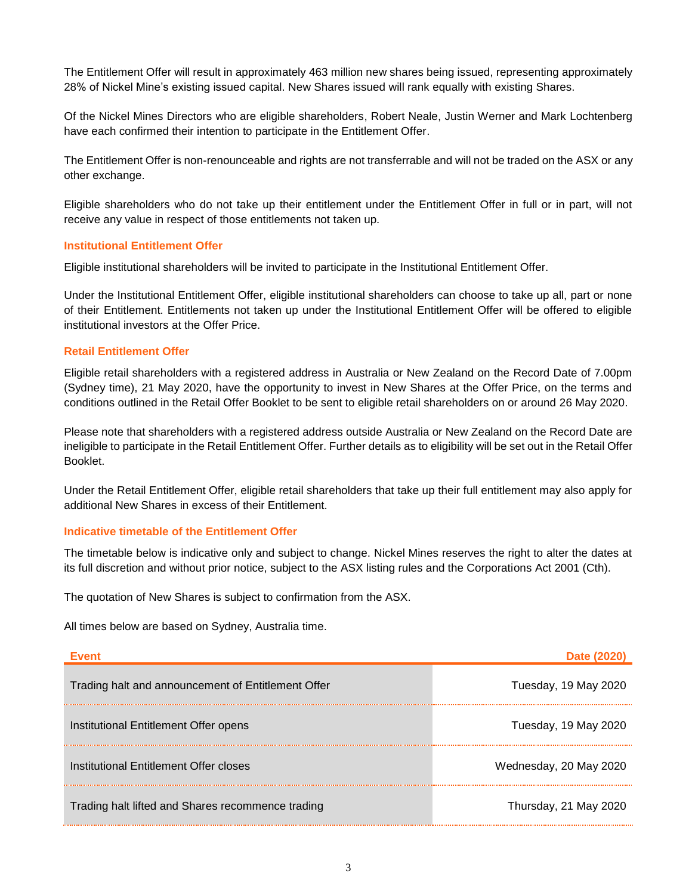The Entitlement Offer will result in approximately 463 million new shares being issued, representing approximately 28% of Nickel Mine's existing issued capital. New Shares issued will rank equally with existing Shares.

Of the Nickel Mines Directors who are eligible shareholders, Robert Neale, Justin Werner and Mark Lochtenberg have each confirmed their intention to participate in the Entitlement Offer.

The Entitlement Offer is non-renounceable and rights are not transferrable and will not be traded on the ASX or any other exchange.

Eligible shareholders who do not take up their entitlement under the Entitlement Offer in full or in part, will not receive any value in respect of those entitlements not taken up.

### Institutional Entitlement Offer

Eligible institutional shareholders will be invited to participate in the Institutional Entitlement Offer.

Under the Institutional Entitlement Offer, eligible institutional shareholders can choose to take up all, part or none of their Entitlement. Entitlements not taken up under the Institutional Entitlement Offer will be offered to eligible institutional investors at the Offer Price.

### Retail Entitlement Offer

Eligible retail shareholders with a registered address in Australia or New Zealand on the Record Date of 7.00pm (Sydney time), 21 May 2020, have the opportunity to invest in New Shares at the Offer Price, on the terms and conditions outlined in the Retail Offer Booklet to be sent to eligible retail shareholders on or around 26 May 2020.

Please note that shareholders with a registered address outside Australia or New Zealand on the Record Date are ineligible to participate in the Retail Entitlement Offer. Further details as to eligibility will be set out in the Retail Offer Booklet.

Under the Retail Entitlement Offer, eligible retail shareholders that take up their full entitlement may also apply for additional New Shares in excess of their Entitlement.

### Indicative timetable of the Entitlement Offer

The timetable below is indicative only and subject to change. Nickel Mines reserves the right to alter the dates at its full discretion and without prior notice, subject to the ASX listing rules and the Corporations Act 2001 (Cth).

The quotation of New Shares is subject to confirmation from the ASX.

All times below are based on Sydney, Australia time.

| Event | Date (2020) |
|---|---|
| Trading halt and announcement of Entitlement Offer | Tuesday, 19 May 2020 |
| Institutional Entitlement Offer opens | Tuesday, 19 May 2020 |
| Institutional Entitlement Offer closes | Wednesday, 20 May 2020 |
| Trading halt lifted and Shares recommence trading | Thursday, 21 May 2020 |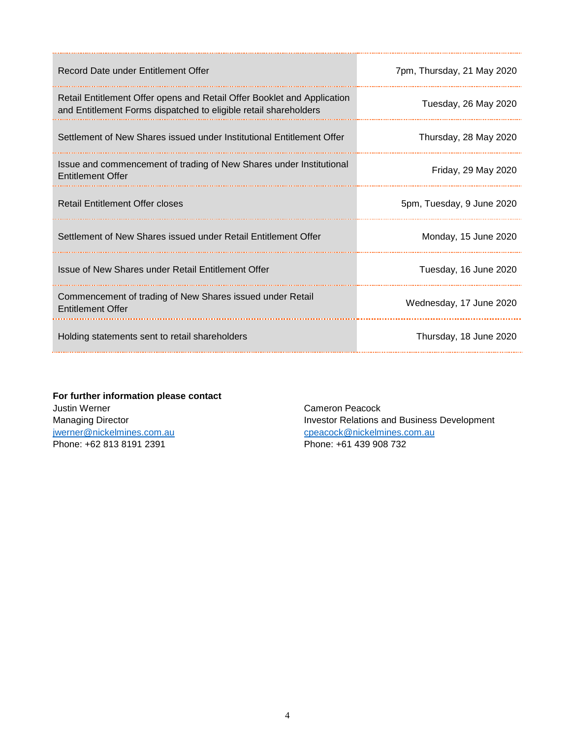| Event | Date |
| --- | --- |
| Record Date under Entitlement Offer | 7pm, Thursday, 21 May 2020 |
| Retail Entitlement Offer opens and Retail Offer Booklet and Application and Entitlement Forms dispatched to eligible retail shareholders | Tuesday, 26 May 2020 |
| Settlement of New Shares issued under Institutional Entitlement Offer | Thursday, 28 May 2020 |
| Issue and commencement of trading of New Shares under Institutional Entitlement Offer | Friday, 29 May 2020 |
| Retail Entitlement Offer closes | 5pm, Tuesday, 9 June 2020 |
| Settlement of New Shares issued under Retail Entitlement Offer | Monday, 15 June 2020 |
| Issue of New Shares under Retail Entitlement Offer | Tuesday, 16 June 2020 |
| Commencement of trading of New Shares issued under Retail Entitlement Offer | Wednesday, 17 June 2020 |
| Holding statements sent to retail shareholders | Thursday, 18 June 2020 |

**For further information please contact**

Justin Werner
Managing Director
jwerner@nickelmines.com.au
Phone: +62 813 8191 2391

Cameron Peacock
Investor Relations and Business Development
cpeacock@nickelmines.com.au
Phone: +61 439 908 732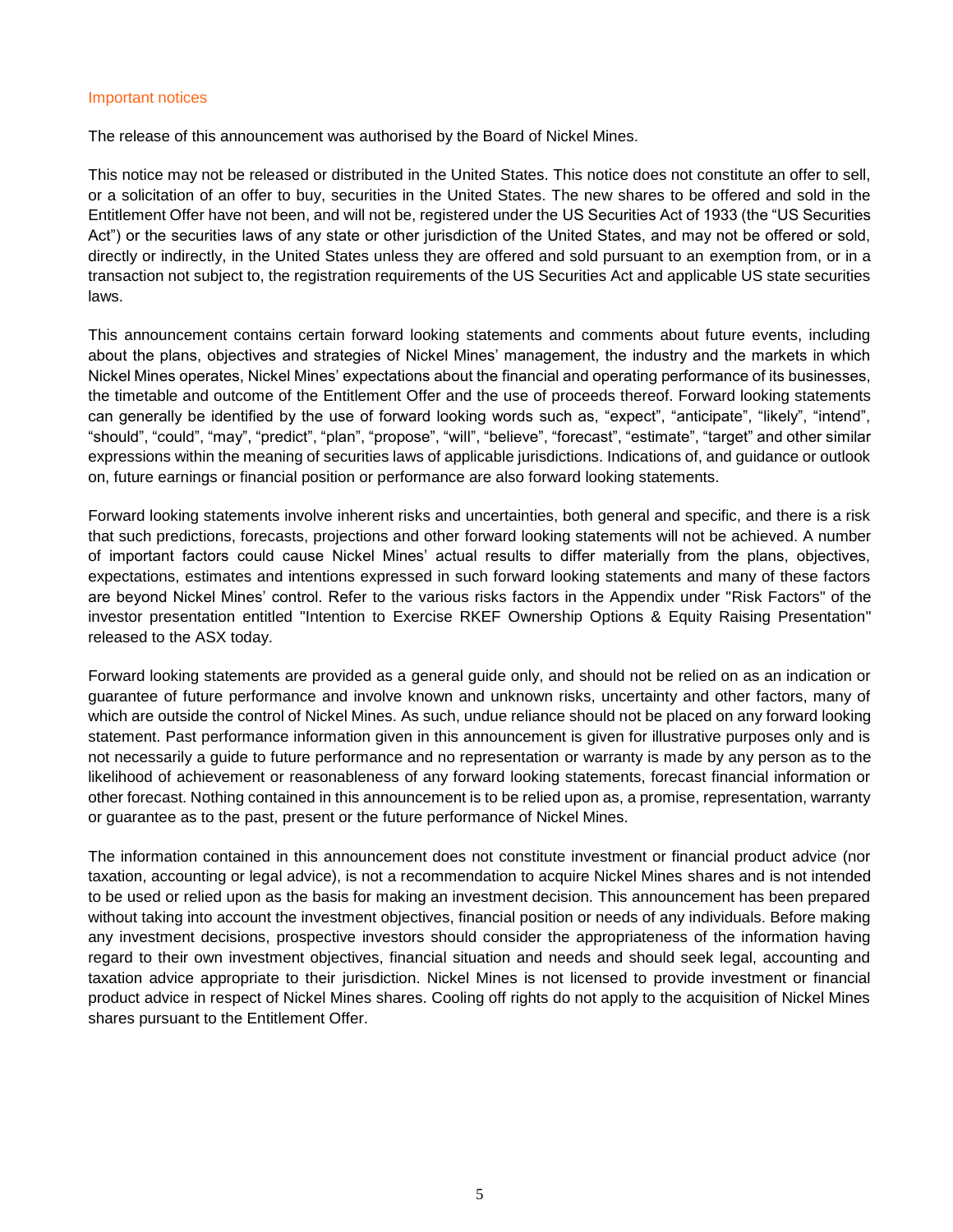## Important notices

The release of this announcement was authorised by the Board of Nickel Mines.

This notice may not be released or distributed in the United States. This notice does not constitute an offer to sell, or a solicitation of an offer to buy, securities in the United States. The new shares to be offered and sold in the Entitlement Offer have not been, and will not be, registered under the US Securities Act of 1933 (the "US Securities Act") or the securities laws of any state or other jurisdiction of the United States, and may not be offered or sold, directly or indirectly, in the United States unless they are offered and sold pursuant to an exemption from, or in a transaction not subject to, the registration requirements of the US Securities Act and applicable US state securities laws.

This announcement contains certain forward looking statements and comments about future events, including about the plans, objectives and strategies of Nickel Mines' management, the industry and the markets in which Nickel Mines operates, Nickel Mines' expectations about the financial and operating performance of its businesses, the timetable and outcome of the Entitlement Offer and the use of proceeds thereof. Forward looking statements can generally be identified by the use of forward looking words such as, "expect", "anticipate", "likely", "intend", "should", "could", "may", "predict", "plan", "propose", "will", "believe", "forecast", "estimate", "target" and other similar expressions within the meaning of securities laws of applicable jurisdictions. Indications of, and guidance or outlook on, future earnings or financial position or performance are also forward looking statements.

Forward looking statements involve inherent risks and uncertainties, both general and specific, and there is a risk that such predictions, forecasts, projections and other forward looking statements will not be achieved. A number of important factors could cause Nickel Mines' actual results to differ materially from the plans, objectives, expectations, estimates and intentions expressed in such forward looking statements and many of these factors are beyond Nickel Mines' control. Refer to the various risks factors in the Appendix under "Risk Factors" of the investor presentation entitled "Intention to Exercise RKEF Ownership Options & Equity Raising Presentation" released to the ASX today.

Forward looking statements are provided as a general guide only, and should not be relied on as an indication or guarantee of future performance and involve known and unknown risks, uncertainty and other factors, many of which are outside the control of Nickel Mines. As such, undue reliance should not be placed on any forward looking statement. Past performance information given in this announcement is given for illustrative purposes only and is not necessarily a guide to future performance and no representation or warranty is made by any person as to the likelihood of achievement or reasonableness of any forward looking statements, forecast financial information or other forecast. Nothing contained in this announcement is to be relied upon as, a promise, representation, warranty or guarantee as to the past, present or the future performance of Nickel Mines.

The information contained in this announcement does not constitute investment or financial product advice (nor taxation, accounting or legal advice), is not a recommendation to acquire Nickel Mines shares and is not intended to be used or relied upon as the basis for making an investment decision. This announcement has been prepared without taking into account the investment objectives, financial position or needs of any individuals. Before making any investment decisions, prospective investors should consider the appropriateness of the information having regard to their own investment objectives, financial situation and needs and should seek legal, accounting and taxation advice appropriate to their jurisdiction. Nickel Mines is not licensed to provide investment or financial product advice in respect of Nickel Mines shares. Cooling off rights do not apply to the acquisition of Nickel Mines shares pursuant to the Entitlement Offer.